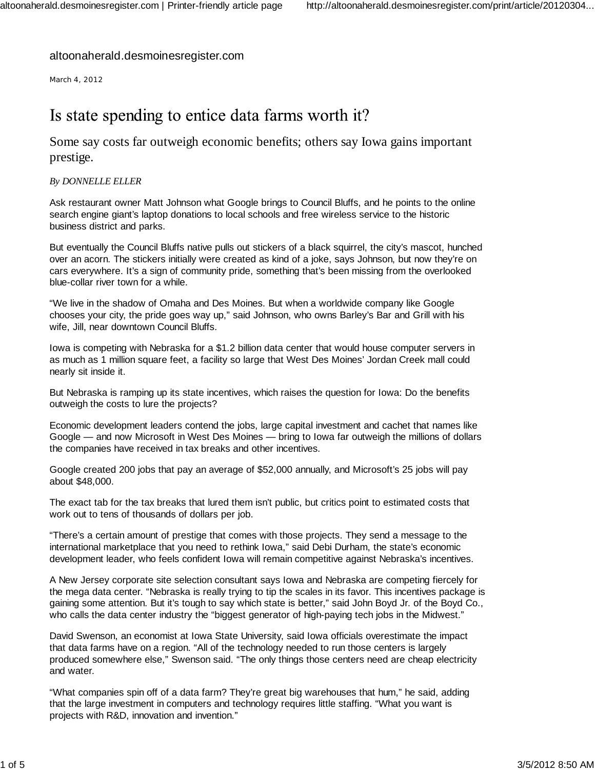altoonaherald.desmoinesregister.com

March 4, 2012

# Is state spending to entice data farms worth it?

## Some say costs far outweigh economic benefits; others say Iowa gains important prestige.

*By DONNELLE ELLER*

Ask restaurant owner Matt Johnson what Google brings to Council Bluffs, and he points to the online search engine giant's laptop donations to local schools and free wireless service to the historic business district and parks.

But eventually the Council Bluffs native pulls out stickers of a black squirrel, the city's mascot, hunched over an acorn. The stickers initially were created as kind of a joke, says Johnson, but now they're on cars everywhere. It's a sign of community pride, something that's been missing from the overlooked blue-collar river town for a while.

"We live in the shadow of Omaha and Des Moines. But when a worldwide company like Google chooses your city, the pride goes way up," said Johnson, who owns Barley's Bar and Grill with his wife, Jill, near downtown Council Bluffs.

Iowa is competing with Nebraska for a $1.2 billion data center that would house computer servers in as much as 1 million square feet, a facility so large that West Des Moines' Jordan Creek mall could nearly sit inside it.

But Nebraska is ramping up its state incentives, which raises the question for Iowa: Do the benefits outweigh the costs to lure the projects?

Economic development leaders contend the jobs, large capital investment and cachet that names like Google — and now Microsoft in West Des Moines — bring to Iowa far outweigh the millions of dollars the companies have received in tax breaks and other incentives.

Google created 200 jobs that pay an average of $52,000 annually, and Microsoft's 25 jobs will pay about $48,000.

The exact tab for the tax breaks that lured them isn't public, but critics point to estimated costs that work out to tens of thousands of dollars per job.

"There's a certain amount of prestige that comes with those projects. They send a message to the international marketplace that you need to rethink Iowa," said Debi Durham, the state's economic development leader, who feels confident Iowa will remain competitive against Nebraska's incentives.

A New Jersey corporate site selection consultant says Iowa and Nebraska are competing fiercely for the mega data center. "Nebraska is really trying to tip the scales in its favor. This incentives package is gaining some attention. But it's tough to say which state is better," said John Boyd Jr. of the Boyd Co., who calls the data center industry the "biggest generator of high-paying tech jobs in the Midwest."

David Swenson, an economist at Iowa State University, said Iowa officials overestimate the impact that data farms have on a region. "All of the technology needed to run those centers is largely produced somewhere else," Swenson said. "The only things those centers need are cheap electricity and water.

"What companies spin off of a data farm? They're great big warehouses that hum," he said, adding that the large investment in computers and technology requires little staffing. "What you want is projects with R&D, innovation and invention."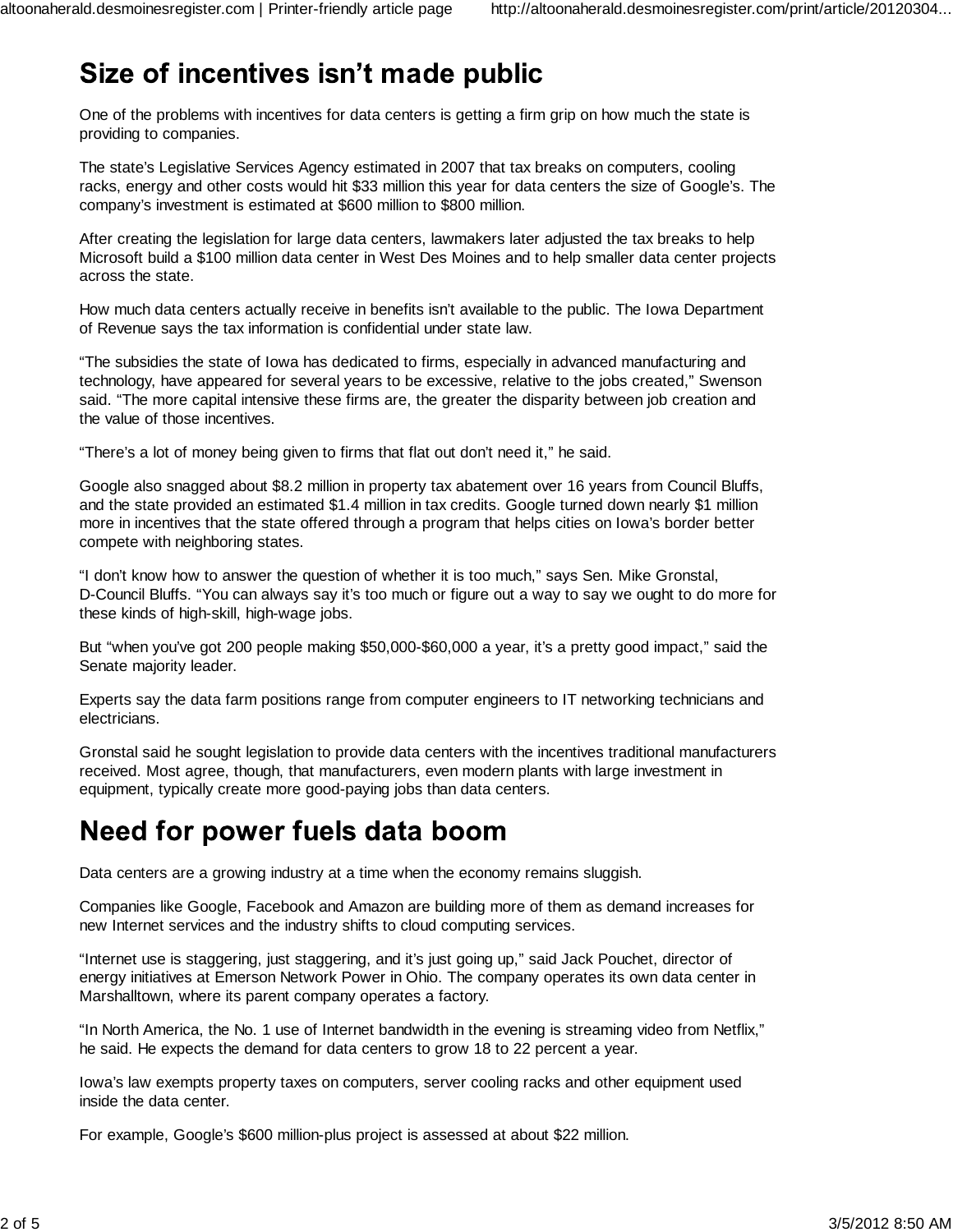## Size of incentives isn't made public

One of the problems with incentives for data centers is getting a firm grip on how much the state is providing to companies.

The state's Legislative Services Agency estimated in 2007 that tax breaks on computers, cooling racks, energy and other costs would hit $33 million this year for data centers the size of Google's. The company's investment is estimated at $600 million to $800 million.

After creating the legislation for large data centers, lawmakers later adjusted the tax breaks to help Microsoft build a $100 million data center in West Des Moines and to help smaller data center projects across the state.

How much data centers actually receive in benefits isn't available to the public. The Iowa Department of Revenue says the tax information is confidential under state law.

"The subsidies the state of Iowa has dedicated to firms, especially in advanced manufacturing and technology, have appeared for several years to be excessive, relative to the jobs created," Swenson said. "The more capital intensive these firms are, the greater the disparity between job creation and the value of those incentives.

"There's a lot of money being given to firms that flat out don't need it," he said.

Google also snagged about $8.2 million in property tax abatement over 16 years from Council Bluffs, and the state provided an estimated $1.4 million in tax credits. Google turned down nearly $1 million more in incentives that the state offered through a program that helps cities on Iowa's border better compete with neighboring states.

"I don't know how to answer the question of whether it is too much," says Sen. Mike Gronstal, D-Council Bluffs. "You can always say it's too much or figure out a way to say we ought to do more for these kinds of high-skill, high-wage jobs.

But "when you've got 200 people making $50,000-$60,000 a year, it's a pretty good impact," said the Senate majority leader.

Experts say the data farm positions range from computer engineers to IT networking technicians and electricians.

Gronstal said he sought legislation to provide data centers with the incentives traditional manufacturers received. Most agree, though, that manufacturers, even modern plants with large investment in equipment, typically create more good-paying jobs than data centers.

## Need for power fuels data boom

Data centers are a growing industry at a time when the economy remains sluggish.

Companies like Google, Facebook and Amazon are building more of them as demand increases for new Internet services and the industry shifts to cloud computing services.

"Internet use is staggering, just staggering, and it's just going up," said Jack Pouchet, director of energy initiatives at Emerson Network Power in Ohio. The company operates its own data center in Marshalltown, where its parent company operates a factory.

"In North America, the No. 1 use of Internet bandwidth in the evening is streaming video from Netflix," he said. He expects the demand for data centers to grow 18 to 22 percent a year.

Iowa's law exempts property taxes on computers, server cooling racks and other equipment used inside the data center.

For example, Google's $600 million-plus project is assessed at about $22 million.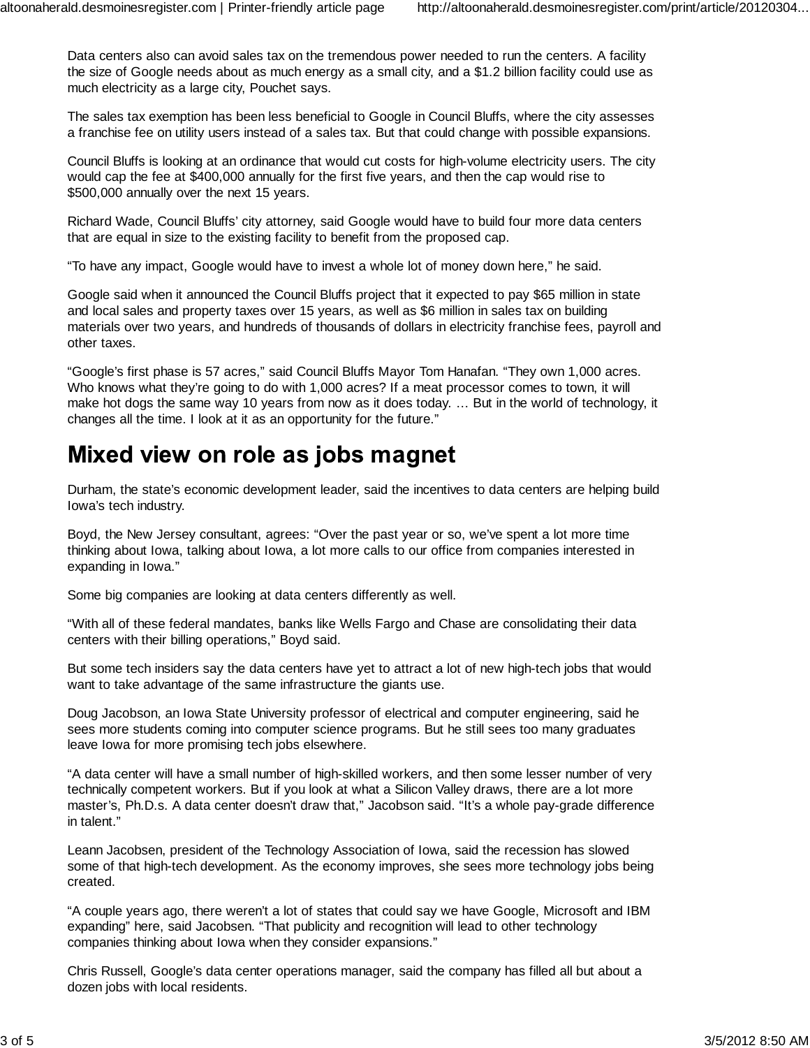Data centers also can avoid sales tax on the tremendous power needed to run the centers. A facility the size of Google needs about as much energy as a small city, and a $1.2 billion facility could use as much electricity as a large city, Pouchet says.

The sales tax exemption has been less beneficial to Google in Council Bluffs, where the city assesses a franchise fee on utility users instead of a sales tax. But that could change with possible expansions.

Council Bluffs is looking at an ordinance that would cut costs for high-volume electricity users. The city would cap the fee at $400,000 annually for the first five years, and then the cap would rise to $500,000 annually over the next 15 years.

Richard Wade, Council Bluffs' city attorney, said Google would have to build four more data centers that are equal in size to the existing facility to benefit from the proposed cap.

"To have any impact, Google would have to invest a whole lot of money down here," he said.

Google said when it announced the Council Bluffs project that it expected to pay $65 million in state and local sales and property taxes over 15 years, as well as $6 million in sales tax on building materials over two years, and hundreds of thousands of dollars in electricity franchise fees, payroll and other taxes.

"Google's first phase is 57 acres," said Council Bluffs Mayor Tom Hanafan. "They own 1,000 acres. Who knows what they're going to do with 1,000 acres? If a meat processor comes to town, it will make hot dogs the same way 10 years from now as it does today. … But in the world of technology, it changes all the time. I look at it as an opportunity for the future."

## Mixed view on role as jobs magnet

Durham, the state's economic development leader, said the incentives to data centers are helping build Iowa's tech industry.

Boyd, the New Jersey consultant, agrees: "Over the past year or so, we've spent a lot more time thinking about Iowa, talking about Iowa, a lot more calls to our office from companies interested in expanding in Iowa."

Some big companies are looking at data centers differently as well.

"With all of these federal mandates, banks like Wells Fargo and Chase are consolidating their data centers with their billing operations," Boyd said.

But some tech insiders say the data centers have yet to attract a lot of new high-tech jobs that would want to take advantage of the same infrastructure the giants use.

Doug Jacobson, an Iowa State University professor of electrical and computer engineering, said he sees more students coming into computer science programs. But he still sees too many graduates leave Iowa for more promising tech jobs elsewhere.

"A data center will have a small number of high-skilled workers, and then some lesser number of very technically competent workers. But if you look at what a Silicon Valley draws, there are a lot more master's, Ph.D.s. A data center doesn't draw that," Jacobson said. "It's a whole pay-grade difference in talent."

Leann Jacobsen, president of the Technology Association of Iowa, said the recession has slowed some of that high-tech development. As the economy improves, she sees more technology jobs being created.

"A couple years ago, there weren't a lot of states that could say we have Google, Microsoft and IBM expanding" here, said Jacobsen. "That publicity and recognition will lead to other technology companies thinking about Iowa when they consider expansions."

Chris Russell, Google's data center operations manager, said the company has filled all but about a dozen jobs with local residents.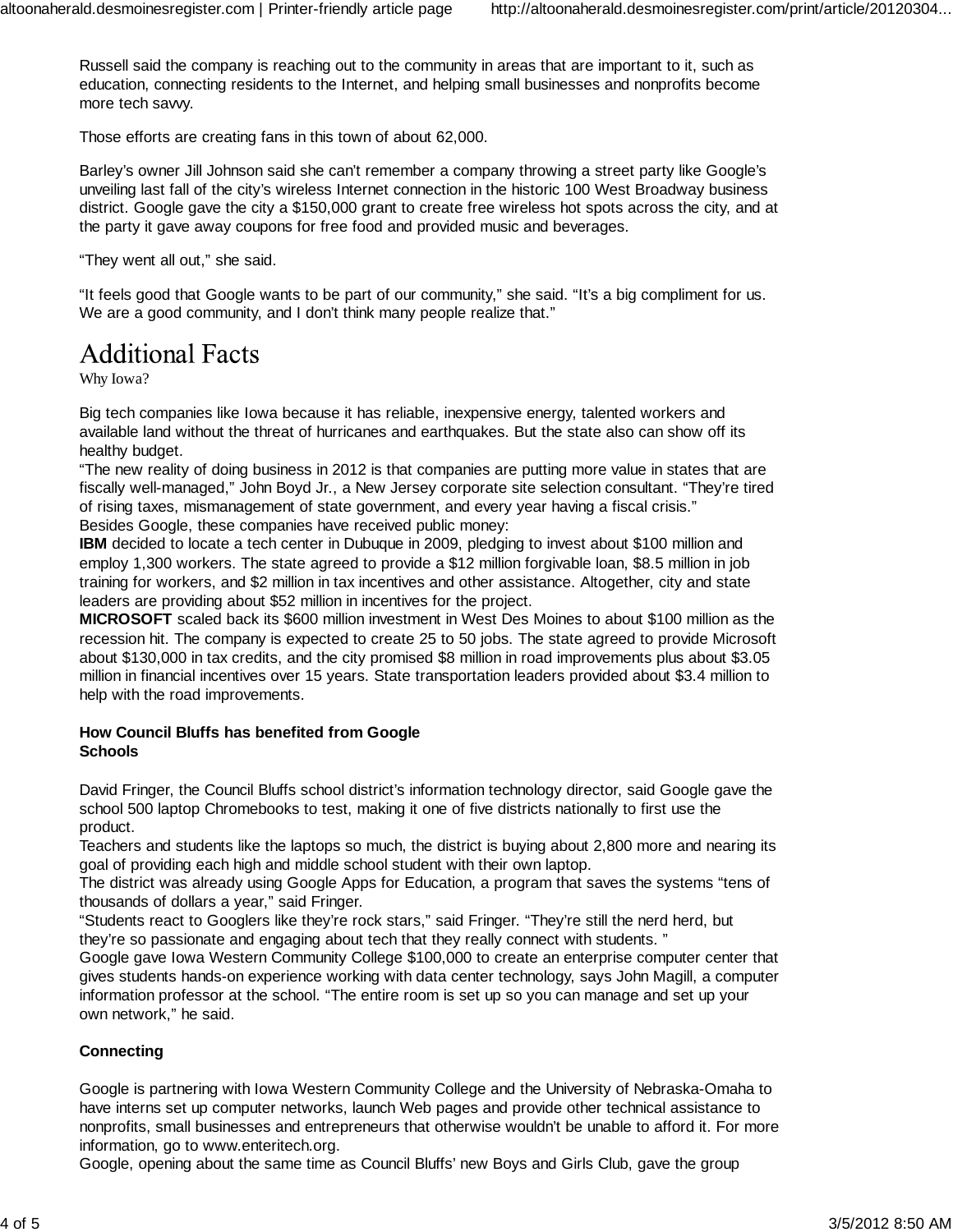Russell said the company is reaching out to the community in areas that are important to it, such as education, connecting residents to the Internet, and helping small businesses and nonprofits become more tech savvy.

Those efforts are creating fans in this town of about 62,000.

Barley's owner Jill Johnson said she can't remember a company throwing a street party like Google's unveiling last fall of the city's wireless Internet connection in the historic 100 West Broadway business district. Google gave the city a $150,000 grant to create free wireless hot spots across the city, and at the party it gave away coupons for free food and provided music and beverages.

"They went all out," she said.

"It feels good that Google wants to be part of our community," she said. "It's a big compliment for us. We are a good community, and I don't think many people realize that."

# Additional Facts

Why Iowa?

Big tech companies like Iowa because it has reliable, inexpensive energy, talented workers and available land without the threat of hurricanes and earthquakes. But the state also can show off its healthy budget.

"The new reality of doing business in 2012 is that companies are putting more value in states that are fiscally well-managed," John Boyd Jr., a New Jersey corporate site selection consultant. "They're tired of rising taxes, mismanagement of state government, and every year having a fiscal crisis."

Besides Google, these companies have received public money:

**IBM** decided to locate a tech center in Dubuque in 2009, pledging to invest about $100 million and employ 1,300 workers. The state agreed to provide a $12 million forgivable loan, $8.5 million in job training for workers, and $2 million in tax incentives and other assistance. Altogether, city and state leaders are providing about $52 million in incentives for the project.

**MICROSOFT** scaled back its $600 million investment in West Des Moines to about $100 million as the recession hit. The company is expected to create 25 to 50 jobs. The state agreed to provide Microsoft about $130,000 in tax credits, and the city promised $8 million in road improvements plus about $3.05 million in financial incentives over 15 years. State transportation leaders provided about $3.4 million to help with the road improvements.

**How Council Bluffs has benefited from Google**

**Schools**

David Fringer, the Council Bluffs school district's information technology director, said Google gave the school 500 laptop Chromebooks to test, making it one of five districts nationally to first use the product.

Teachers and students like the laptops so much, the district is buying about 2,800 more and nearing its goal of providing each high and middle school student with their own laptop.

The district was already using Google Apps for Education, a program that saves the systems "tens of thousands of dollars a year," said Fringer.

"Students react to Googlers like they're rock stars," said Fringer. "They're still the nerd herd, but they're so passionate and engaging about tech that they really connect with students. "

Google gave Iowa Western Community College $100,000 to create an enterprise computer center that gives students hands-on experience working with data center technology, says John Magill, a computer information professor at the school. "The entire room is set up so you can manage and set up your own network," he said.

**Connecting**

Google is partnering with Iowa Western Community College and the University of Nebraska-Omaha to have interns set up computer networks, launch Web pages and provide other technical assistance to nonprofits, small businesses and entrepreneurs that otherwise wouldn't be unable to afford it. For more information, go to www.enteritech.org.

Google, opening about the same time as Council Bluffs' new Boys and Girls Club, gave the group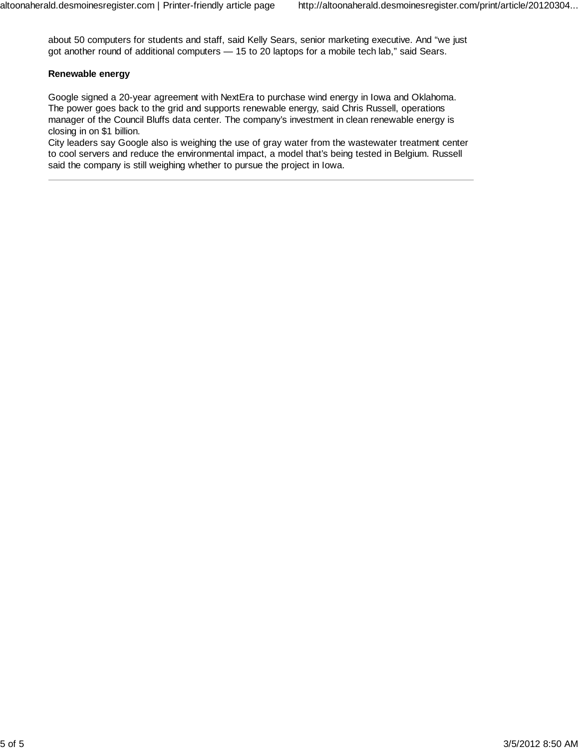about 50 computers for students and staff, said Kelly Sears, senior marketing executive. And “we just got another round of additional computers — 15 to 20 laptops for a mobile tech lab,” said Sears.

**Renewable energy**

Google signed a 20-year agreement with NextEra to purchase wind energy in Iowa and Oklahoma. The power goes back to the grid and supports renewable energy, said Chris Russell, operations manager of the Council Bluffs data center. The company’s investment in clean renewable energy is closing in on $1 billion.

City leaders say Google also is weighing the use of gray water from the wastewater treatment center to cool servers and reduce the environmental impact, a model that’s being tested in Belgium. Russell said the company is still weighing whether to pursue the project in Iowa.

---